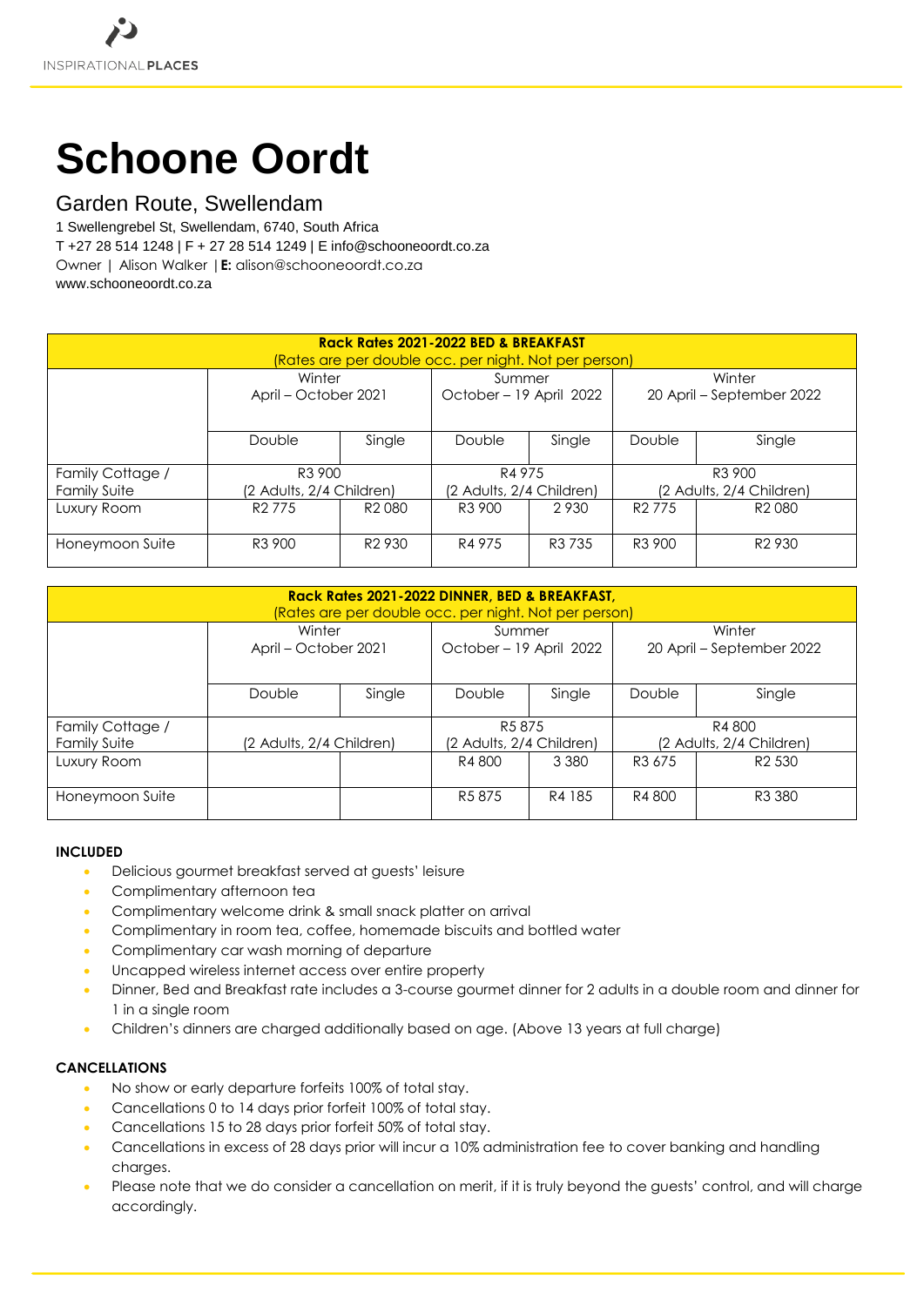INSPIRATIONAL **PLACES**

# Schoone Oordt

## Garden Route, Swellendam

1 Swellengrebel St, Swellendam, 6740, South Africa
T +27 28 514 1248 | F + 27 28 514 1249 | E info@schooneoordt.co.za
Owner | Alison Walker | **E:** alison@schooneoordt.co.za
www.schooneoordt.co.za

| **Rack Rates 2021-2022 BED & BREAKFAST** (Rates are per double occ. per night. Not per person) | | | | | | |
|---|---|---|---|---|---|---|
| | Winter April – October 2021 | | Summer October – 19 April 2022 | | Winter 20 April – September 2022 | |
| | Double | Single | Double | Single | Double | Single |
| Family Cottage / Family Suite | R3 900 (2 Adults, 2/4 Children) | | R4 975 (2 Adults, 2/4 Children) | | R3 900 (2 Adults, 2/4 Children) | |
| Luxury Room | R2 775 | R2 080 | R3 900 | 2 930 | R2 775 | R2 080 |
| Honeymoon Suite | R3 900 | R2 930 | R4 975 | R3 735 | R3 900 | R2 930 |

| **Rack Rates 2021-2022 DINNER, BED & BREAKFAST,** (Rates are per double occ. per night. Not per person) | | | | | | |
|---|---|---|---|---|---|---|
| | Winter April – October 2021 | | Summer October – 19 April 2022 | | Winter 20 April – September 2022 | |
| | Double | Single | Double | Single | Double | Single |
| Family Cottage / Family Suite | (2 Adults, 2/4 Children) | | R5 875 (2 Adults, 2/4 Children) | | R4 800 (2 Adults, 2/4 Children) | |
| Luxury Room | | | R4 800 | 3 380 | R3 675 | R2 530 |
| Honeymoon Suite | | | R5 875 | R4 185 | R4 800 | R3 380 |

**INCLUDED**

- Delicious gourmet breakfast served at guests' leisure
- Complimentary afternoon tea
- Complimentary welcome drink & small snack platter on arrival
- Complimentary in room tea, coffee, homemade biscuits and bottled water
- Complimentary car wash morning of departure
- Uncapped wireless internet access over entire property
- Dinner, Bed and Breakfast rate includes a 3-course gourmet dinner for 2 adults in a double room and dinner for 1 in a single room
- Children's dinners are charged additionally based on age. (Above 13 years at full charge)

**CANCELLATIONS**

- No show or early departure forfeits 100% of total stay.
- Cancellations 0 to 14 days prior forfeit 100% of total stay.
- Cancellations 15 to 28 days prior forfeit 50% of total stay.
- Cancellations in excess of 28 days prior will incur a 10% administration fee to cover banking and handling charges.
- Please note that we do consider a cancellation on merit, if it is truly beyond the guests' control, and will charge accordingly.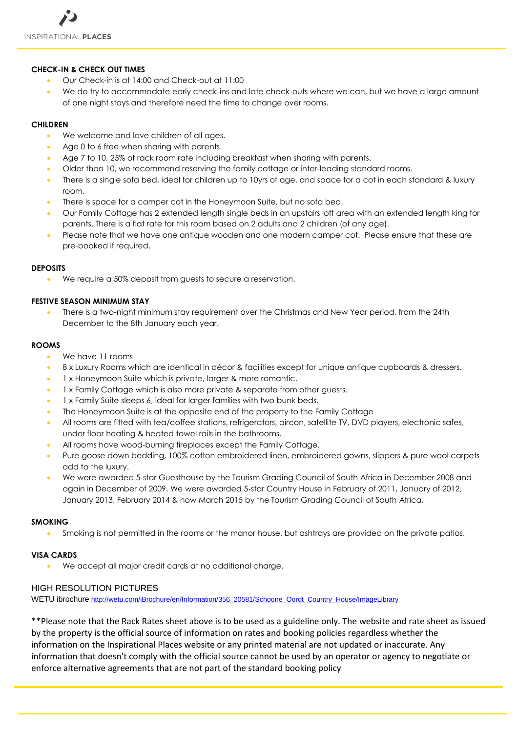**CHECK-IN & CHECK OUT TIMES**

- Our Check-in is at 14:00 and Check-out at 11:00
- We do try to accommodate early check-ins and late check-outs where we can, but we have a large amount of one night stays and therefore need the time to change over rooms.

**CHILDREN**

- We welcome and love children of all ages.
- Age 0 to 6 free when sharing with parents.
- Age 7 to 10, 25% of rack room rate including breakfast when sharing with parents.
- Older than 10, we recommend reserving the family cottage or inter-leading standard rooms.
- There is a single sofa bed, ideal for children up to 10yrs of age, and space for a cot in each standard & luxury room.
- There is space for a camper cot in the Honeymoon Suite, but no sofa bed.
- Our Family Cottage has 2 extended length single beds in an upstairs loft area with an extended length king for parents. There is a flat rate for this room based on 2 adults and 2 children (of any age).
- Please note that we have one antique wooden and one modern camper cot. Please ensure that these are pre-booked if required.

**DEPOSITS**

- We require a 50% deposit from guests to secure a reservation.

**FESTIVE SEASON MINIMUM STAY**

- There is a two-night minimum stay requirement over the Christmas and New Year period, from the 24th December to the 8th January each year.

**ROOMS**

- We have 11 rooms
- 8 x Luxury Rooms which are identical in décor & facilities except for unique antique cupboards & dressers.
- 1 x Honeymoon Suite which is private, larger & more romantic.
- 1 x Family Cottage which is also more private & separate from other guests.
- 1 x Family Suite sleeps 6, ideal for larger families with two bunk beds.
- The Honeymoon Suite is at the opposite end of the property to the Family Cottage
- All rooms are fitted with tea/coffee stations, refrigerators, aircon, satellite TV, DVD players, electronic safes, under floor heating & heated towel rails in the bathrooms.
- All rooms have wood-burning fireplaces except the Family Cottage.
- Pure goose down bedding, 100% cotton embroidered linen, embroidered gowns, slippers & pure wool carpets add to the luxury.
- We were awarded 5-star Guesthouse by the Tourism Grading Council of South Africa in December 2008 and again in December of 2009. We were awarded 5-star Country House in February of 2011, January of 2012, January 2013, February 2014 & now March 2015 by the Tourism Grading Council of South Africa.

**SMOKING**

- Smoking is not permitted in the rooms or the manor house, but ashtrays are provided on the private patios.

**VISA CARDS**

- We accept all major credit cards at no additional charge.

HIGH RESOLUTION PICTURES

WETU ibrochure http://wetu.com/iBrochure/en/Information/356_20581/Schoone_Oordt_Country_House/ImageLibrary

**Please note that the Rack Rates sheet above is to be used as a guideline only. The website and rate sheet as issued by the property is the official source of information on rates and booking policies regardless whether the information on the Inspirational Places website or any printed material are not updated or inaccurate. Any information that doesn't comply with the official source cannot be used by an operator or agency to negotiate or enforce alternative agreements that are not part of the standard booking policy